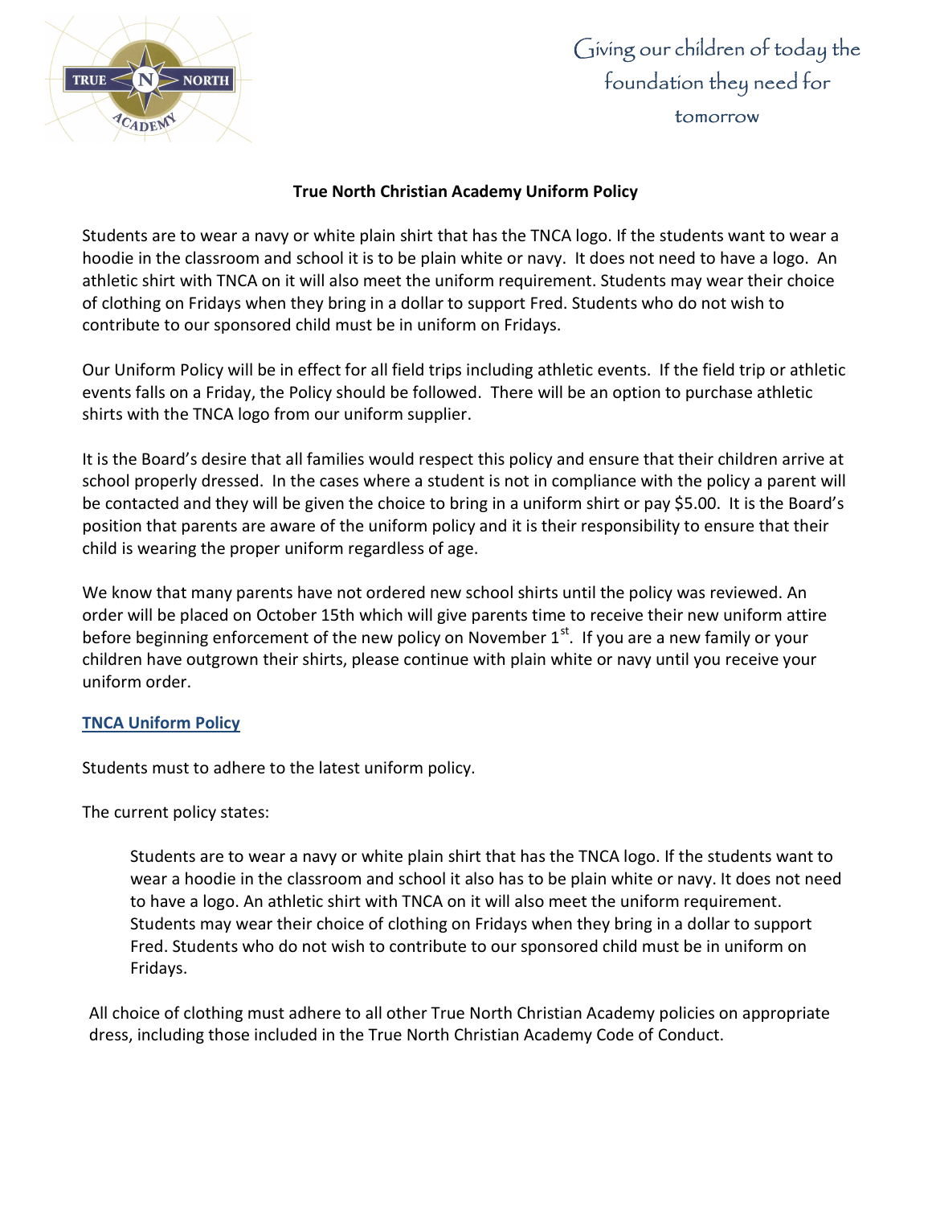Giving our children of today the foundation they need for tomorrow

## True North Christian Academy Uniform Policy

Students are to wear a navy or white plain shirt that has the TNCA logo. If the students want to wear a hoodie in the classroom and school it is to be plain white or navy. It does not need to have a logo. An athletic shirt with TNCA on it will also meet the uniform requirement. Students may wear their choice of clothing on Fridays when they bring in a dollar to support Fred. Students who do not wish to contribute to our sponsored child must be in uniform on Fridays.

Our Uniform Policy will be in effect for all field trips including athletic events. If the field trip or athletic events falls on a Friday, the Policy should be followed. There will be an option to purchase athletic shirts with the TNCA logo from our uniform supplier.

It is the Board's desire that all families would respect this policy and ensure that their children arrive at school properly dressed. In the cases where a student is not in compliance with the policy a parent will be contacted and they will be given the choice to bring in a uniform shirt or pay $5.00. It is the Board's position that parents are aware of the uniform policy and it is their responsibility to ensure that their child is wearing the proper uniform regardless of age.

We know that many parents have not ordered new school shirts until the policy was reviewed. An order will be placed on October 15th which will give parents time to receive their new uniform attire before beginning enforcement of the new policy on November 1st. If you are a new family or your children have outgrown their shirts, please continue with plain white or navy until you receive your uniform order.

### TNCA Uniform Policy

Students must to adhere to the latest uniform policy.

The current policy states:

> Students are to wear a navy or white plain shirt that has the TNCA logo. If the students want to wear a hoodie in the classroom and school it also has to be plain white or navy. It does not need to have a logo. An athletic shirt with TNCA on it will also meet the uniform requirement. Students may wear their choice of clothing on Fridays when they bring in a dollar to support Fred. Students who do not wish to contribute to our sponsored child must be in uniform on Fridays.

All choice of clothing must adhere to all other True North Christian Academy policies on appropriate dress, including those included in the True North Christian Academy Code of Conduct.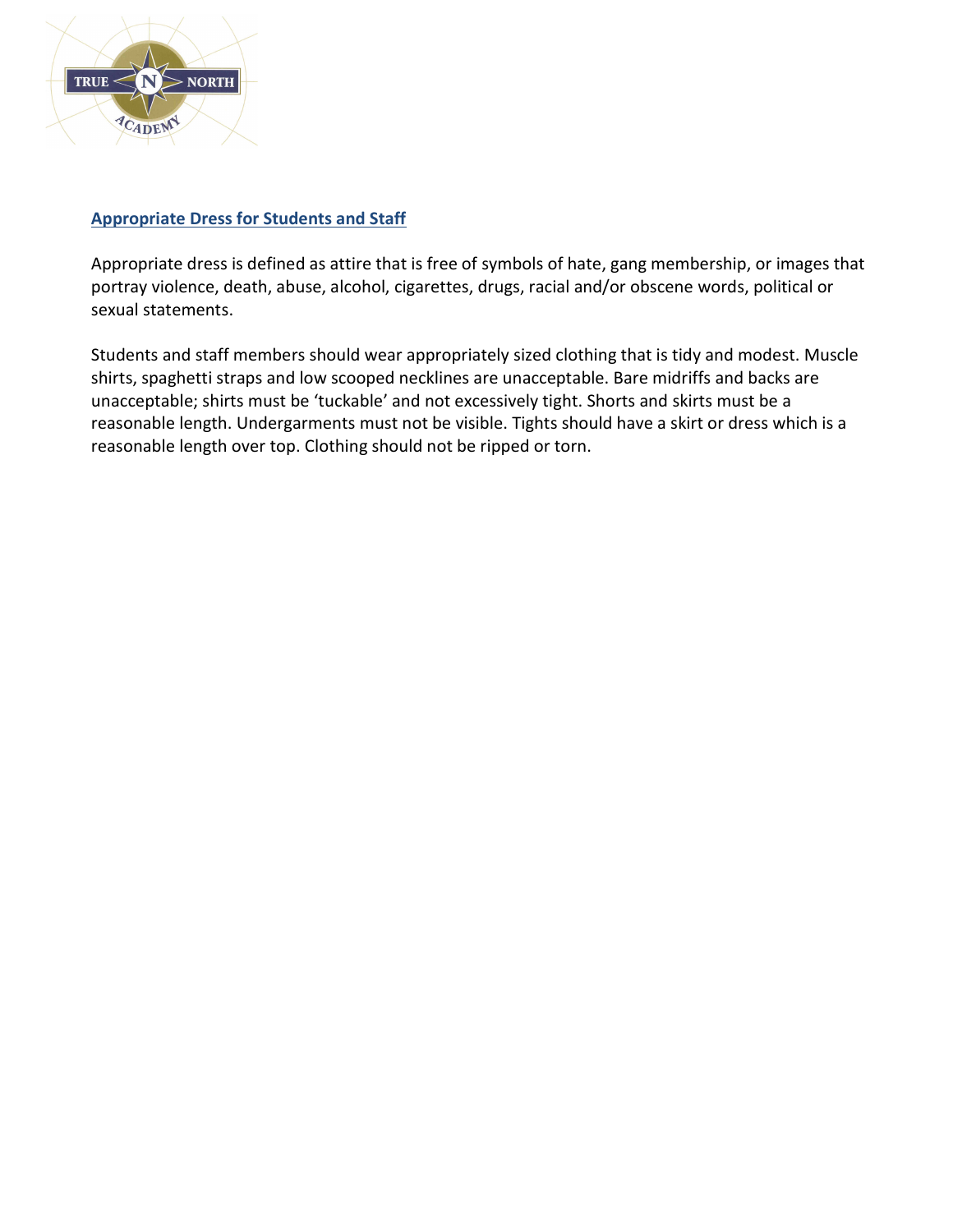## Appropriate Dress for Students and Staff

Appropriate dress is defined as attire that is free of symbols of hate, gang membership, or images that portray violence, death, abuse, alcohol, cigarettes, drugs, racial and/or obscene words, political or sexual statements.

Students and staff members should wear appropriately sized clothing that is tidy and modest. Muscle shirts, spaghetti straps and low scooped necklines are unacceptable. Bare midriffs and backs are unacceptable; shirts must be 'tuckable' and not excessively tight. Shorts and skirts must be a reasonable length. Undergarments must not be visible. Tights should have a skirt or dress which is a reasonable length over top. Clothing should not be ripped or torn.